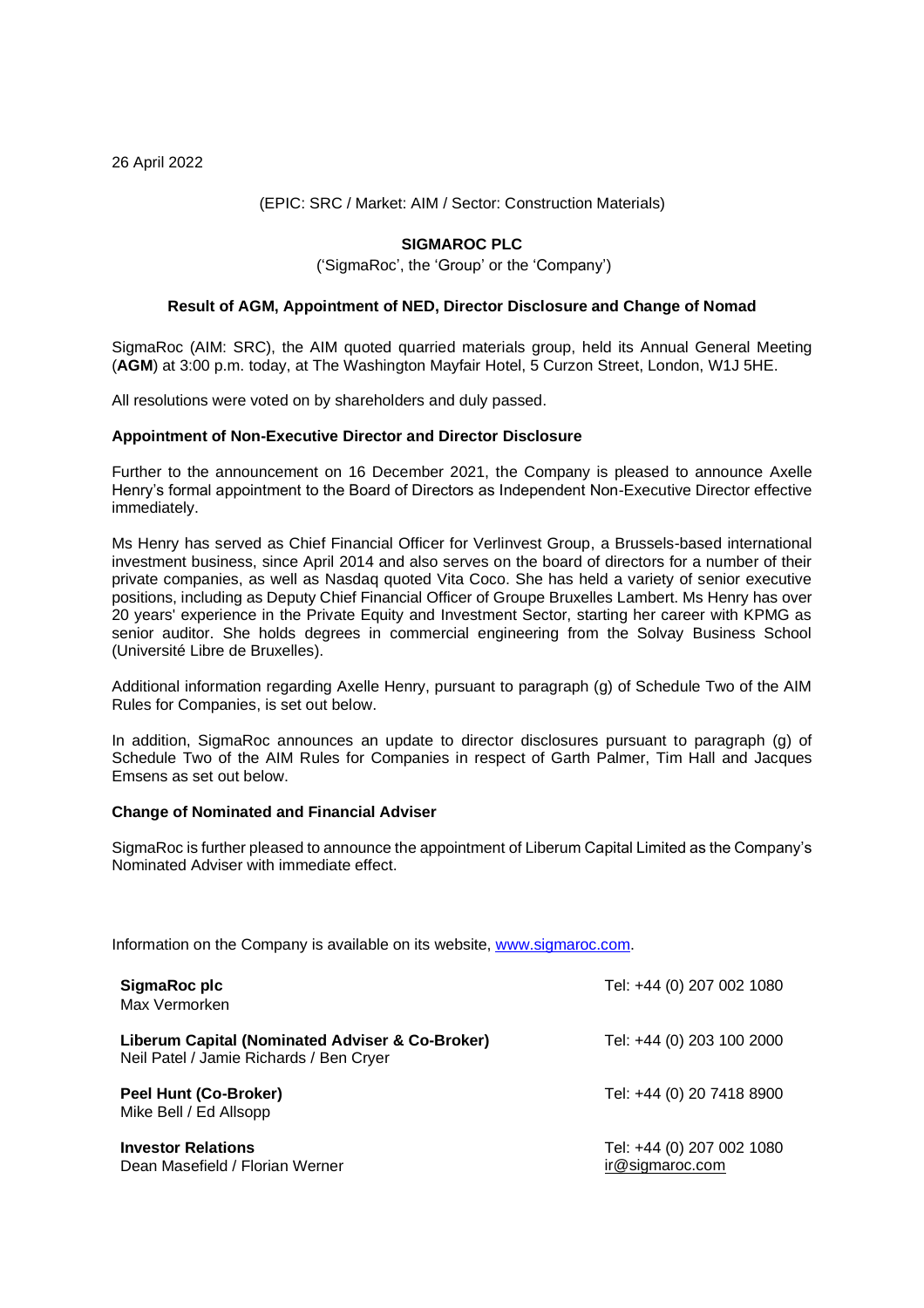26 April 2022

(EPIC: SRC / Market: AIM / Sector: Construction Materials)

**SIGMAROC PLC**

('SigmaRoc', the 'Group' or the 'Company')

**Result of AGM, Appointment of NED, Director Disclosure and Change of Nomad**

SigmaRoc (AIM: SRC), the AIM quoted quarried materials group, held its Annual General Meeting (**AGM**) at 3:00 p.m. today, at The Washington Mayfair Hotel, 5 Curzon Street, London, W1J 5HE.

All resolutions were voted on by shareholders and duly passed.

**Appointment of Non-Executive Director and Director Disclosure**

Further to the announcement on 16 December 2021, the Company is pleased to announce Axelle Henry's formal appointment to the Board of Directors as Independent Non-Executive Director effective immediately.

Ms Henry has served as Chief Financial Officer for Verlinvest Group, a Brussels-based international investment business, since April 2014 and also serves on the board of directors for a number of their private companies, as well as Nasdaq quoted Vita Coco. She has held a variety of senior executive positions, including as Deputy Chief Financial Officer of Groupe Bruxelles Lambert. Ms Henry has over 20 years' experience in the Private Equity and Investment Sector, starting her career with KPMG as senior auditor. She holds degrees in commercial engineering from the Solvay Business School (Université Libre de Bruxelles).

Additional information regarding Axelle Henry, pursuant to paragraph (g) of Schedule Two of the AIM Rules for Companies, is set out below.

In addition, SigmaRoc announces an update to director disclosures pursuant to paragraph (g) of Schedule Two of the AIM Rules for Companies in respect of Garth Palmer, Tim Hall and Jacques Emsens as set out below.

**Change of Nominated and Financial Adviser**

SigmaRoc is further pleased to announce the appointment of Liberum Capital Limited as the Company's Nominated Adviser with immediate effect.

Information on the Company is available on its website, www.sigmaroc.com.

| | |
|---|---|
| **SigmaRoc plc**<br>Max Vermorken | Tel: +44 (0) 207 002 1080 |
| **Liberum Capital (Nominated Adviser & Co-Broker)**<br>Neil Patel / Jamie Richards / Ben Cryer | Tel: +44 (0) 203 100 2000 |
| **Peel Hunt (Co-Broker)**<br>Mike Bell / Ed Allsopp | Tel: +44 (0) 20 7418 8900 |
| **Investor Relations**<br>Dean Masefield / Florian Werner | Tel: +44 (0) 207 002 1080<br>ir@sigmaroc.com |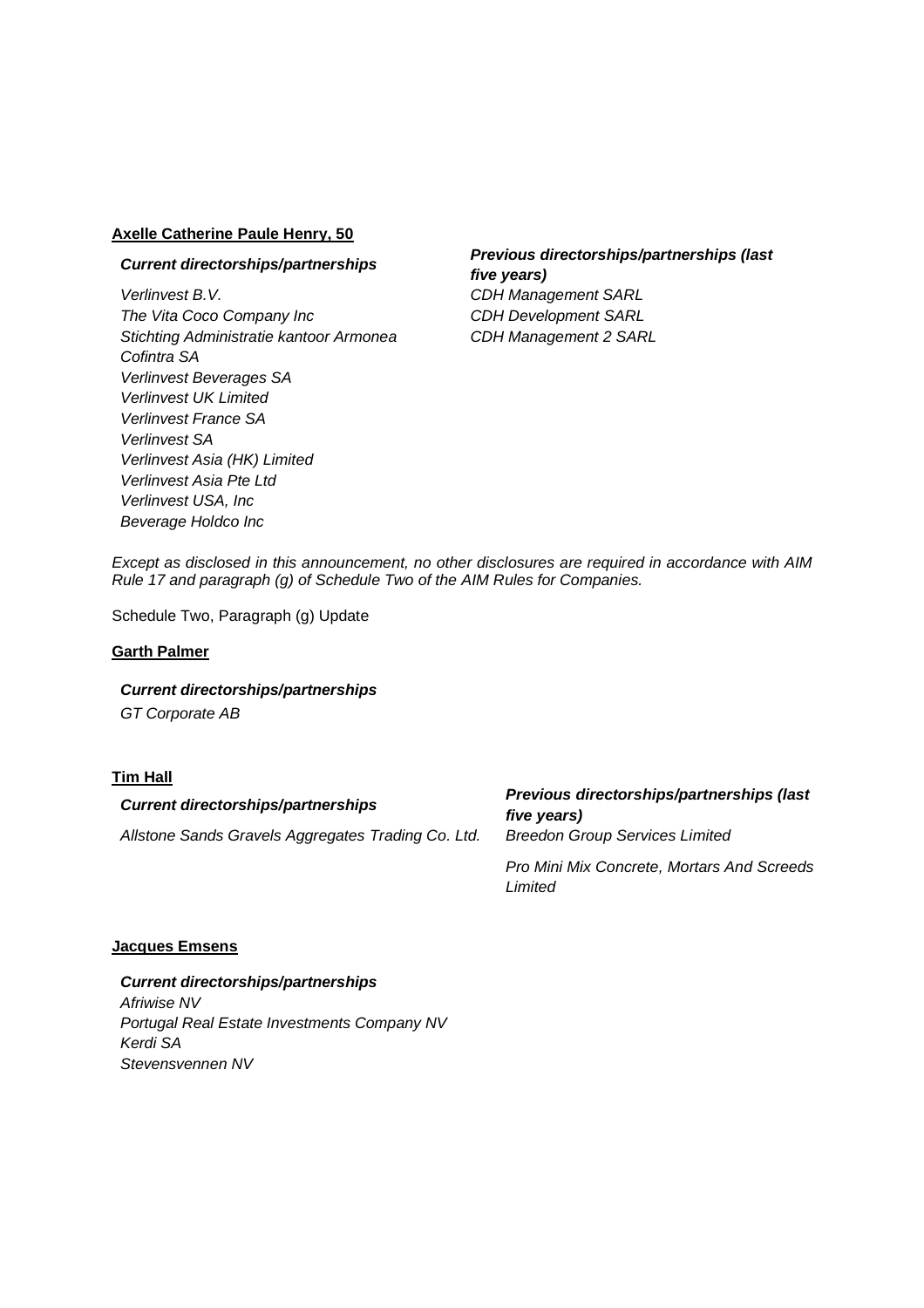**Axelle Catherine Paule Henry, 50**

***Current directorships/partnerships***

*Verlinvest B.V.*
*The Vita Coco Company Inc*
*Stichting Administratie kantoor Armonea*
*Cofintra SA*
*Verlinvest Beverages SA*
*Verlinvest UK Limited*
*Verlinvest France SA*
*Verlinvest SA*
*Verlinvest Asia (HK) Limited*
*Verlinvest Asia Pte Ltd*
*Verlinvest USA, Inc*
*Beverage Holdco Inc*

***Previous directorships/partnerships (last five years)***

*CDH Management SARL*
*CDH Development SARL*
*CDH Management 2 SARL*

*Except as disclosed in this announcement, no other disclosures are required in accordance with AIM Rule 17 and paragraph (g) of Schedule Two of the AIM Rules for Companies.*

Schedule Two, Paragraph (g) Update

**Garth Palmer**

***Current directorships/partnerships***

*GT Corporate AB*

**Tim Hall**

***Current directorships/partnerships***

*Allstone Sands Gravels Aggregates Trading Co. Ltd.*

***Previous directorships/partnerships (last five years)***

*Breedon Group Services Limited*

*Pro Mini Mix Concrete, Mortars And Screeds Limited*

**Jacques Emsens**

***Current directorships/partnerships***

*Afriwise NV*
*Portugal Real Estate Investments Company NV*
*Kerdi SA*
*Stevensvennen NV*